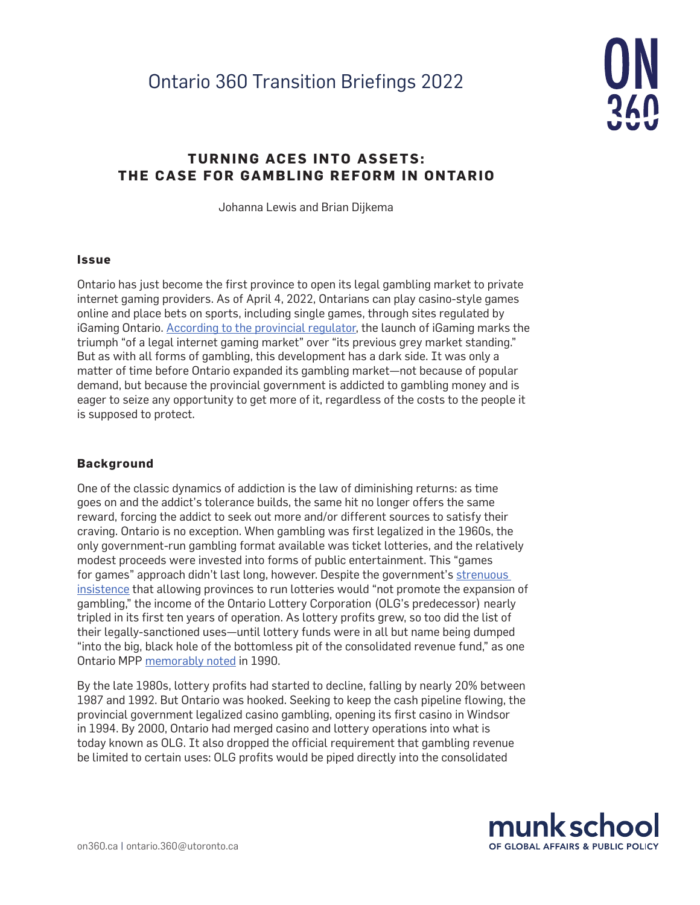Ontario 360 Transition Briefings 2022

# TURNING ACES INTO ASSETS: THE CASE FOR GAMBLING REFORM IN ONTARIO

Johanna Lewis and Brian Dijkema

## Issue

Ontario has just become the first province to open its legal gambling market to private internet gaming providers. As of April 4, 2022, Ontarians can play casino-style games online and place bets on sports, including single games, through sites regulated by iGaming Ontario. [According to the provincial regulator](), the launch of iGaming marks the triumph "of a legal internet gaming market" over "its previous grey market standing." But as with all forms of gambling, this development has a dark side. It was only a matter of time before Ontario expanded its gambling market—not because of popular demand, but because the provincial government is addicted to gambling money and is eager to seize any opportunity to get more of it, regardless of the costs to the people it is supposed to protect.

## Background

One of the classic dynamics of addiction is the law of diminishing returns: as time goes on and the addict's tolerance builds, the same hit no longer offers the same reward, forcing the addict to seek out more and/or different sources to satisfy their craving. Ontario is no exception. When gambling was first legalized in the 1960s, the only government-run gambling format available was ticket lotteries, and the relatively modest proceeds were invested into forms of public entertainment. This "games for games" approach didn't last long, however. Despite the government's [strenuous insistence]() that allowing provinces to run lotteries would "not promote the expansion of gambling," the income of the Ontario Lottery Corporation (OLG's predecessor) nearly tripled in its first ten years of operation. As lottery profits grew, so too did the list of their legally-sanctioned uses—until lottery funds were in all but name being dumped "into the big, black hole of the bottomless pit of the consolidated revenue fund," as one Ontario MPP [memorably noted]() in 1990.

By the late 1980s, lottery profits had started to decline, falling by nearly 20% between 1987 and 1992. But Ontario was hooked. Seeking to keep the cash pipeline flowing, the provincial government legalized casino gambling, opening its first casino in Windsor in 1994. By 2000, Ontario had merged casino and lottery operations into what is today known as OLG. It also dropped the official requirement that gambling revenue be limited to certain uses: OLG profits would be piped directly into the consolidated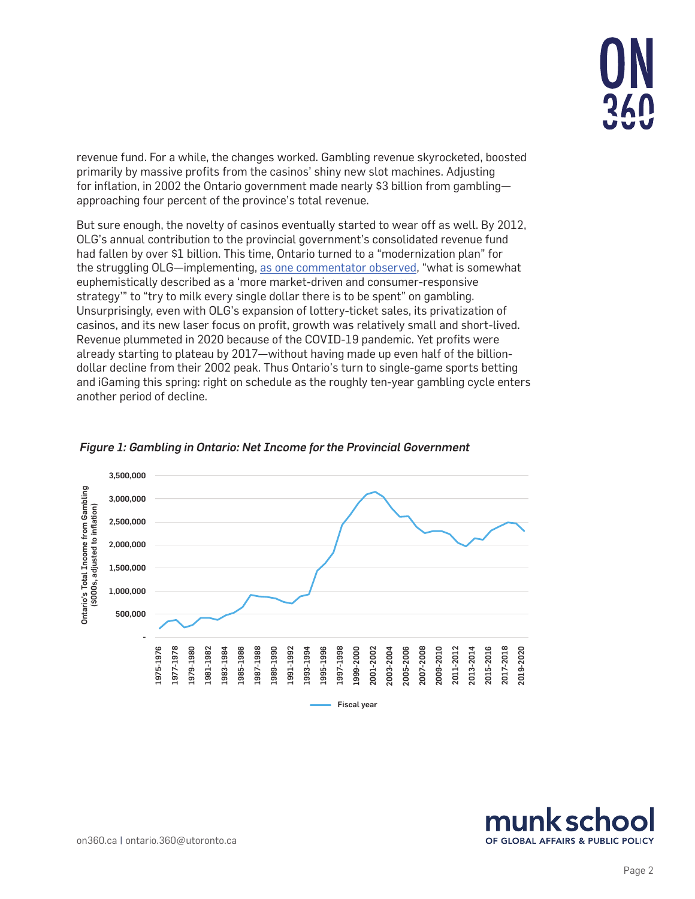revenue fund. For a while, the changes worked. Gambling revenue skyrocketed, boosted primarily by massive profits from the casinos' shiny new slot machines. Adjusting for inflation, in 2002 the Ontario government made nearly $3 billion from gambling—approaching four percent of the province's total revenue.

But sure enough, the novelty of casinos eventually started to wear off as well. By 2012, OLG's annual contribution to the provincial government's consolidated revenue fund had fallen by over $1 billion. This time, Ontario turned to a "modernization plan" for the struggling OLG—implementing, as one commentator observed, "what is somewhat euphemistically described as a 'more market-driven and consumer-responsive strategy'" to "try to milk every single dollar there is to be spent" on gambling. Unsurprisingly, even with OLG's expansion of lottery-ticket sales, its privatization of casinos, and its new laser focus on profit, growth was relatively small and short-lived. Revenue plummeted in 2020 because of the COVID-19 pandemic. Yet profits were already starting to plateau by 2017—without having made up even half of the billion-dollar decline from their 2002 peak. Thus Ontario's turn to single-game sports betting and iGaming this spring: right on schedule as the roughly ten-year gambling cycle enters another period of decline.

*Figure 1: Gambling in Ontario: Net Income for the Provincial Government*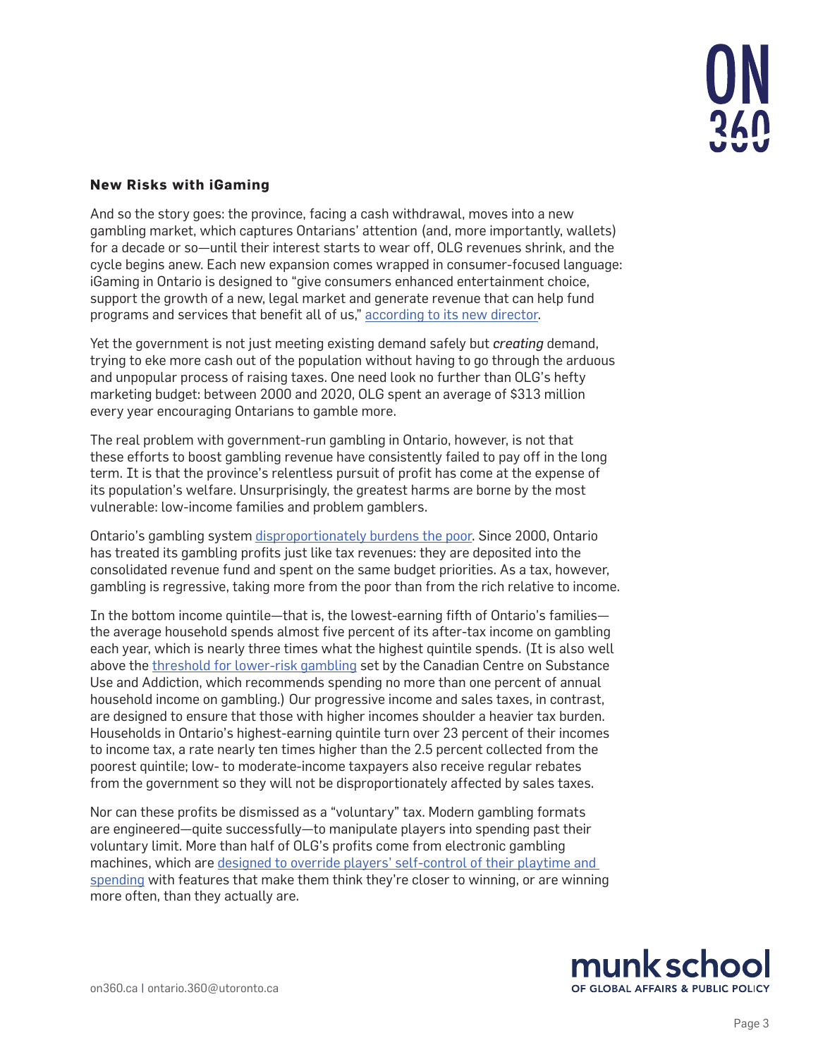### New Risks with iGaming

And so the story goes: the province, facing a cash withdrawal, moves into a new gambling market, which captures Ontarians' attention (and, more importantly, wallets) for a decade or so—until their interest starts to wear off, OLG revenues shrink, and the cycle begins anew. Each new expansion comes wrapped in consumer-focused language: iGaming in Ontario is designed to "give consumers enhanced entertainment choice, support the growth of a new, legal market and generate revenue that can help fund programs and services that benefit all of us," [according to its new director](#).

Yet the government is not just meeting existing demand safely but *creating* demand, trying to eke more cash out of the population without having to go through the arduous and unpopular process of raising taxes. One need look no further than OLG's hefty marketing budget: between 2000 and 2020, OLG spent an average of $313 million every year encouraging Ontarians to gamble more.

The real problem with government-run gambling in Ontario, however, is not that these efforts to boost gambling revenue have consistently failed to pay off in the long term. It is that the province's relentless pursuit of profit has come at the expense of its population's welfare. Unsurprisingly, the greatest harms are borne by the most vulnerable: low-income families and problem gamblers.

Ontario's gambling system [disproportionately burdens the poor](#). Since 2000, Ontario has treated its gambling profits just like tax revenues: they are deposited into the consolidated revenue fund and spent on the same budget priorities. As a tax, however, gambling is regressive, taking more from the poor than from the rich relative to income.

In the bottom income quintile—that is, the lowest-earning fifth of Ontario's families—the average household spends almost five percent of its after-tax income on gambling each year, which is nearly three times what the highest quintile spends. (It is also well above the [threshold for lower-risk gambling](#) set by the Canadian Centre on Substance Use and Addiction, which recommends spending no more than one percent of annual household income on gambling.) Our progressive income and sales taxes, in contrast, are designed to ensure that those with higher incomes shoulder a heavier tax burden. Households in Ontario's highest-earning quintile turn over 23 percent of their incomes to income tax, a rate nearly ten times higher than the 2.5 percent collected from the poorest quintile; low- to moderate-income taxpayers also receive regular rebates from the government so they will not be disproportionately affected by sales taxes.

Nor can these profits be dismissed as a "voluntary" tax. Modern gambling formats are engineered—quite successfully—to manipulate players into spending past their voluntary limit. More than half of OLG's profits come from electronic gambling machines, which are [designed to override players' self-control of their playtime and spending](#) with features that make them think they're closer to winning, or are winning more often, than they actually are.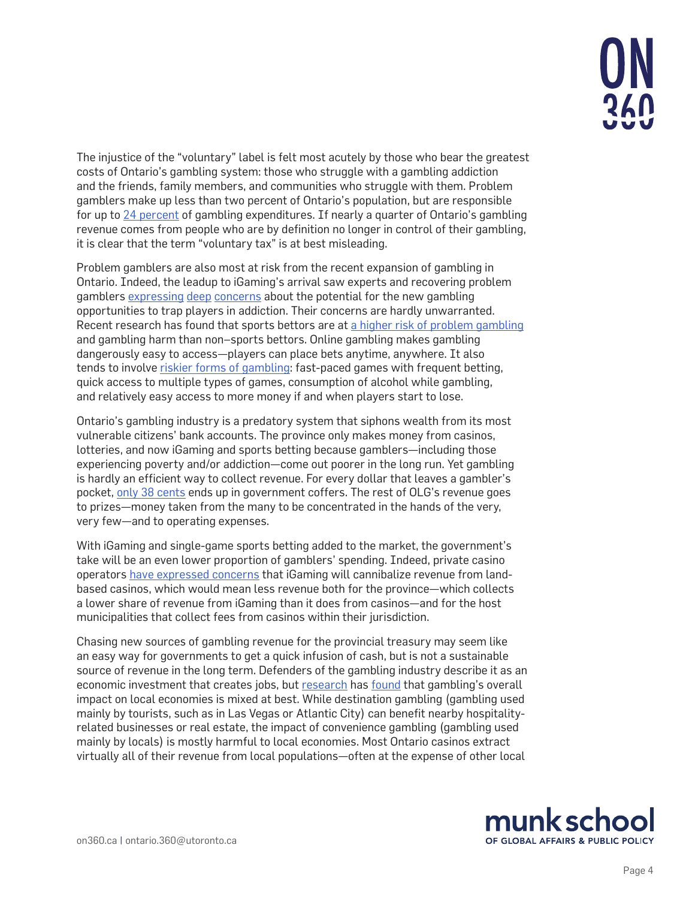The injustice of the "voluntary" label is felt most acutely by those who bear the greatest costs of Ontario's gambling system: those who struggle with a gambling addiction and the friends, family members, and communities who struggle with them. Problem gamblers make up less than two percent of Ontario's population, but are responsible for up to 24 percent of gambling expenditures. If nearly a quarter of Ontario's gambling revenue comes from people who are by definition no longer in control of their gambling, it is clear that the term "voluntary tax" is at best misleading.

Problem gamblers are also most at risk from the recent expansion of gambling in Ontario. Indeed, the leadup to iGaming's arrival saw experts and recovering problem gamblers expressing deep concerns about the potential for the new gambling opportunities to trap players in addiction. Their concerns are hardly unwarranted. Recent research has found that sports bettors are at a higher risk of problem gambling and gambling harm than non–sports bettors. Online gambling makes gambling dangerously easy to access—players can place bets anytime, anywhere. It also tends to involve riskier forms of gambling: fast-paced games with frequent betting, quick access to multiple types of games, consumption of alcohol while gambling, and relatively easy access to more money if and when players start to lose.

Ontario's gambling industry is a predatory system that siphons wealth from its most vulnerable citizens' bank accounts. The province only makes money from casinos, lotteries, and now iGaming and sports betting because gamblers—including those experiencing poverty and/or addiction—come out poorer in the long run. Yet gambling is hardly an efficient way to collect revenue. For every dollar that leaves a gambler's pocket, only 38 cents ends up in government coffers. The rest of OLG's revenue goes to prizes—money taken from the many to be concentrated in the hands of the very, very few—and to operating expenses.

With iGaming and single-game sports betting added to the market, the government's take will be an even lower proportion of gamblers' spending. Indeed, private casino operators have expressed concerns that iGaming will cannibalize revenue from land-based casinos, which would mean less revenue both for the province—which collects a lower share of revenue from iGaming than it does from casinos—and for the host municipalities that collect fees from casinos within their jurisdiction.

Chasing new sources of gambling revenue for the provincial treasury may seem like an easy way for governments to get a quick infusion of cash, but is not a sustainable source of revenue in the long term. Defenders of the gambling industry describe it as an economic investment that creates jobs, but research has found that gambling's overall impact on local economies is mixed at best. While destination gambling (gambling used mainly by tourists, such as in Las Vegas or Atlantic City) can benefit nearby hospitality-related businesses or real estate, the impact of convenience gambling (gambling used mainly by locals) is mostly harmful to local economies. Most Ontario casinos extract virtually all of their revenue from local populations—often at the expense of other local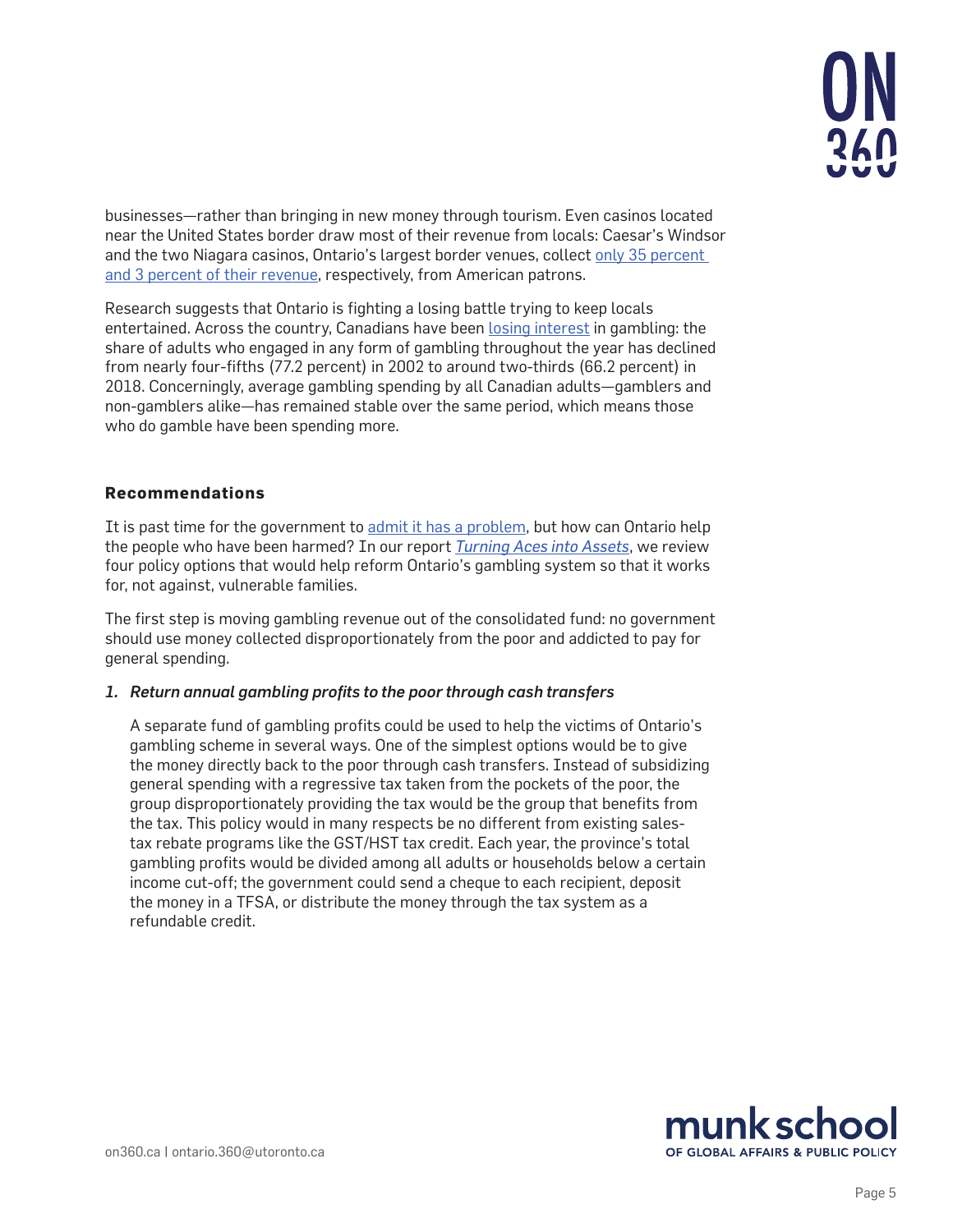businesses—rather than bringing in new money through tourism. Even casinos located near the United States border draw most of their revenue from locals: Caesar's Windsor and the two Niagara casinos, Ontario's largest border venues, collect only 35 percent and 3 percent of their revenue, respectively, from American patrons.

Research suggests that Ontario is fighting a losing battle trying to keep locals entertained. Across the country, Canadians have been losing interest in gambling: the share of adults who engaged in any form of gambling throughout the year has declined from nearly four-fifths (77.2 percent) in 2002 to around two-thirds (66.2 percent) in 2018. Concerningly, average gambling spending by all Canadian adults—gamblers and non-gamblers alike—has remained stable over the same period, which means those who do gamble have been spending more.

### Recommendations

It is past time for the government to admit it has a problem, but how can Ontario help the people who have been harmed? In our report *Turning Aces into Assets*, we review four policy options that would help reform Ontario's gambling system so that it works for, not against, vulnerable families.

The first step is moving gambling revenue out of the consolidated fund: no government should use money collected disproportionately from the poor and addicted to pay for general spending.

1. ***Return annual gambling profits to the poor through cash transfers***

   A separate fund of gambling profits could be used to help the victims of Ontario's gambling scheme in several ways. One of the simplest options would be to give the money directly back to the poor through cash transfers. Instead of subsidizing general spending with a regressive tax taken from the pockets of the poor, the group disproportionately providing the tax would be the group that benefits from the tax. This policy would in many respects be no different from existing sales-tax rebate programs like the GST/HST tax credit. Each year, the province's total gambling profits would be divided among all adults or households below a certain income cut-off; the government could send a cheque to each recipient, deposit the money in a TFSA, or distribute the money through the tax system as a refundable credit.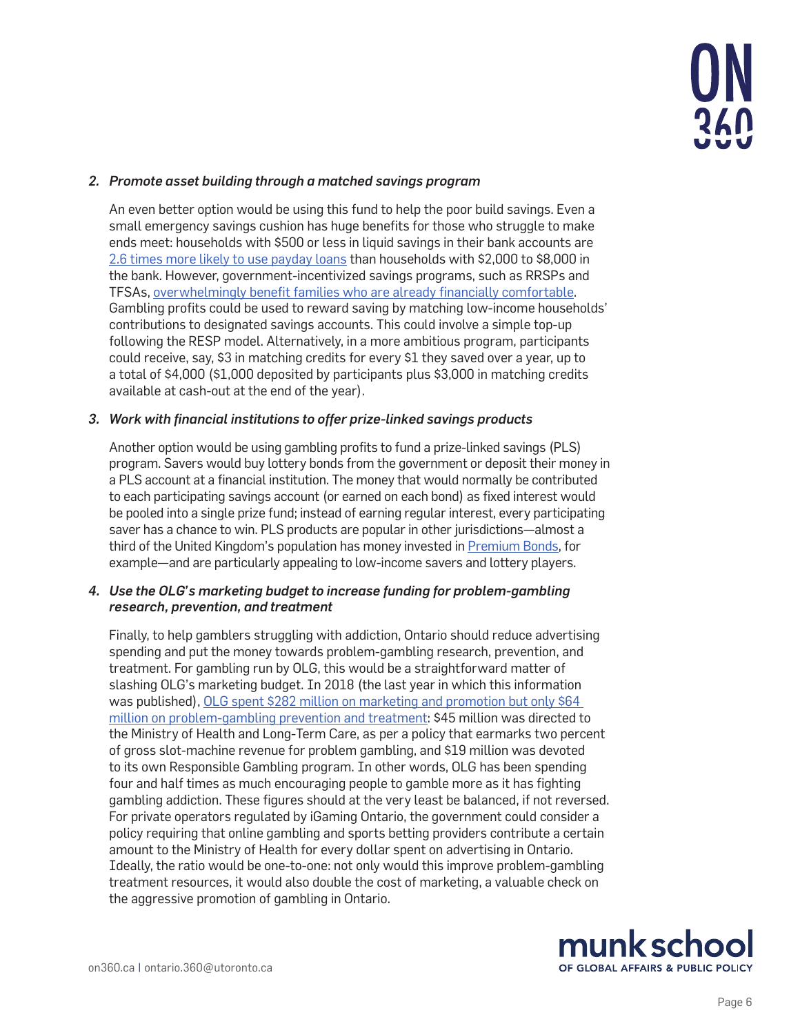*2. Promote asset building through a matched savings program*

An even better option would be using this fund to help the poor build savings. Even a small emergency savings cushion has huge benefits for those who struggle to make ends meet: households with $500 or less in liquid savings in their bank accounts are 2.6 times more likely to use payday loans than households with $2,000 to $8,000 in the bank. However, government-incentivized savings programs, such as RRSPs and TFSAs, overwhelmingly benefit families who are already financially comfortable. Gambling profits could be used to reward saving by matching low-income households' contributions to designated savings accounts. This could involve a simple top-up following the RESP model. Alternatively, in a more ambitious program, participants could receive, say, $3 in matching credits for every $1 they saved over a year, up to a total of $4,000 ($1,000 deposited by participants plus $3,000 in matching credits available at cash-out at the end of the year).

*3. Work with financial institutions to offer prize-linked savings products*

Another option would be using gambling profits to fund a prize-linked savings (PLS) program. Savers would buy lottery bonds from the government or deposit their money in a PLS account at a financial institution. The money that would normally be contributed to each participating savings account (or earned on each bond) as fixed interest would be pooled into a single prize fund; instead of earning regular interest, every participating saver has a chance to win. PLS products are popular in other jurisdictions—almost a third of the United Kingdom's population has money invested in Premium Bonds, for example—and are particularly appealing to low-income savers and lottery players.

*4. Use the OLG's marketing budget to increase funding for problem-gambling research, prevention, and treatment*

Finally, to help gamblers struggling with addiction, Ontario should reduce advertising spending and put the money towards problem-gambling research, prevention, and treatment. For gambling run by OLG, this would be a straightforward matter of slashing OLG's marketing budget. In 2018 (the last year in which this information was published), OLG spent $282 million on marketing and promotion but only $64 million on problem-gambling prevention and treatment: $45 million was directed to the Ministry of Health and Long-Term Care, as per a policy that earmarks two percent of gross slot-machine revenue for problem gambling, and $19 million was devoted to its own Responsible Gambling program. In other words, OLG has been spending four and half times as much encouraging people to gamble more as it has fighting gambling addiction. These figures should at the very least be balanced, if not reversed. For private operators regulated by iGaming Ontario, the government could consider a policy requiring that online gambling and sports betting providers contribute a certain amount to the Ministry of Health for every dollar spent on advertising in Ontario. Ideally, the ratio would be one-to-one: not only would this improve problem-gambling treatment resources, it would also double the cost of marketing, a valuable check on the aggressive promotion of gambling in Ontario.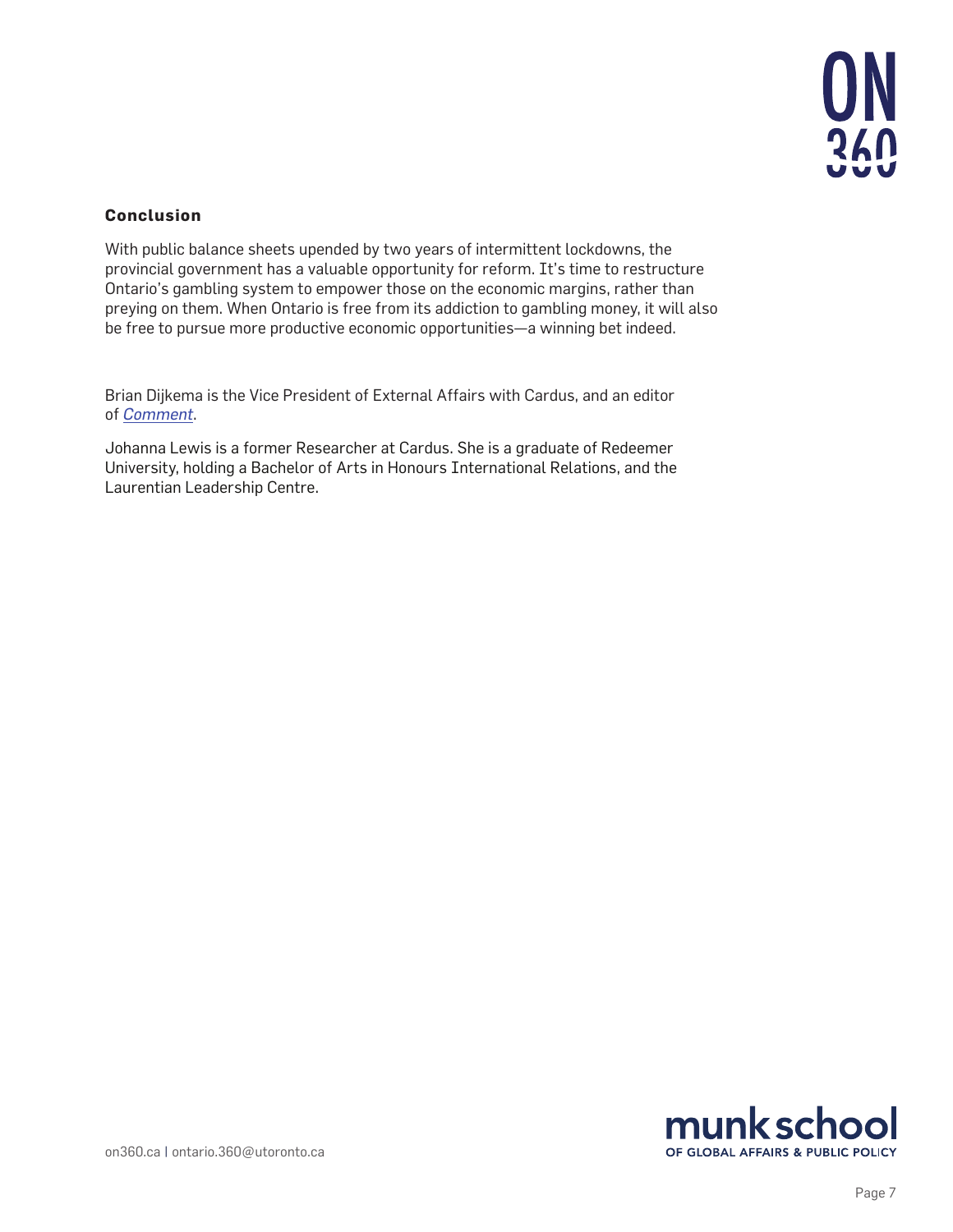### Conclusion

With public balance sheets upended by two years of intermittent lockdowns, the provincial government has a valuable opportunity for reform. It's time to restructure Ontario's gambling system to empower those on the economic margins, rather than preying on them. When Ontario is free from its addiction to gambling money, it will also be free to pursue more productive economic opportunities—a winning bet indeed.

Brian Dijkema is the Vice President of External Affairs with Cardus, and an editor of *Comment*.

Johanna Lewis is a former Researcher at Cardus. She is a graduate of Redeemer University, holding a Bachelor of Arts in Honours International Relations, and the Laurentian Leadership Centre.